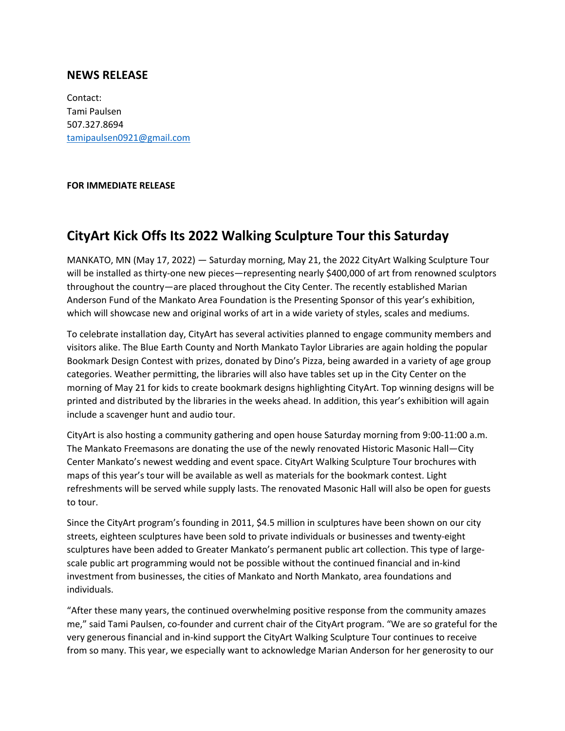## NEWS RELEASE

Contact:
Tami Paulsen
507.327.8694
[tamipaulsen0921@gmail.com](mailto:tamipaulsen0921@gmail.com)

**FOR IMMEDIATE RELEASE**

# CityArt Kick Offs Its 2022 Walking Sculpture Tour this Saturday

MANKATO, MN (May 17, 2022) — Saturday morning, May 21, the 2022 CityArt Walking Sculpture Tour will be installed as thirty-one new pieces—representing nearly $400,000 of art from renowned sculptors throughout the country—are placed throughout the City Center. The recently established Marian Anderson Fund of the Mankato Area Foundation is the Presenting Sponsor of this year's exhibition, which will showcase new and original works of art in a wide variety of styles, scales and mediums.

To celebrate installation day, CityArt has several activities planned to engage community members and visitors alike. The Blue Earth County and North Mankato Taylor Libraries are again holding the popular Bookmark Design Contest with prizes, donated by Dino's Pizza, being awarded in a variety of age group categories. Weather permitting, the libraries will also have tables set up in the City Center on the morning of May 21 for kids to create bookmark designs highlighting CityArt. Top winning designs will be printed and distributed by the libraries in the weeks ahead. In addition, this year's exhibition will again include a scavenger hunt and audio tour.

CityArt is also hosting a community gathering and open house Saturday morning from 9:00-11:00 a.m. The Mankato Freemasons are donating the use of the newly renovated Historic Masonic Hall—City Center Mankato's newest wedding and event space. CityArt Walking Sculpture Tour brochures with maps of this year's tour will be available as well as materials for the bookmark contest. Light refreshments will be served while supply lasts. The renovated Masonic Hall will also be open for guests to tour.

Since the CityArt program's founding in 2011, $4.5 million in sculptures have been shown on our city streets, eighteen sculptures have been sold to private individuals or businesses and twenty-eight sculptures have been added to Greater Mankato's permanent public art collection. This type of large-scale public art programming would not be possible without the continued financial and in-kind investment from businesses, the cities of Mankato and North Mankato, area foundations and individuals.

"After these many years, the continued overwhelming positive response from the community amazes me," said Tami Paulsen, co-founder and current chair of the CityArt program. "We are so grateful for the very generous financial and in-kind support the CityArt Walking Sculpture Tour continues to receive from so many. This year, we especially want to acknowledge Marian Anderson for her generosity to our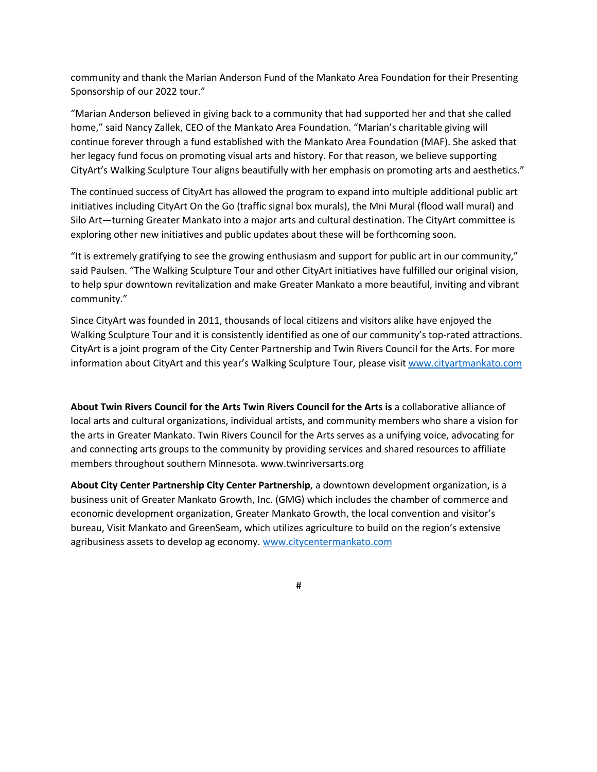community and thank the Marian Anderson Fund of the Mankato Area Foundation for their Presenting Sponsorship of our 2022 tour."

"Marian Anderson believed in giving back to a community that had supported her and that she called home," said Nancy Zallek, CEO of the Mankato Area Foundation. "Marian's charitable giving will continue forever through a fund established with the Mankato Area Foundation (MAF). She asked that her legacy fund focus on promoting visual arts and history. For that reason, we believe supporting CityArt's Walking Sculpture Tour aligns beautifully with her emphasis on promoting arts and aesthetics."

The continued success of CityArt has allowed the program to expand into multiple additional public art initiatives including CityArt On the Go (traffic signal box murals), the Mni Mural (flood wall mural) and Silo Art—turning Greater Mankato into a major arts and cultural destination. The CityArt committee is exploring other new initiatives and public updates about these will be forthcoming soon.

"It is extremely gratifying to see the growing enthusiasm and support for public art in our community," said Paulsen. "The Walking Sculpture Tour and other CityArt initiatives have fulfilled our original vision, to help spur downtown revitalization and make Greater Mankato a more beautiful, inviting and vibrant community."

Since CityArt was founded in 2011, thousands of local citizens and visitors alike have enjoyed the Walking Sculpture Tour and it is consistently identified as one of our community's top-rated attractions. CityArt is a joint program of the City Center Partnership and Twin Rivers Council for the Arts. For more information about CityArt and this year's Walking Sculpture Tour, please visit www.cityartmankato.com

**About Twin Rivers Council for the Arts Twin Rivers Council for the Arts is** a collaborative alliance of local arts and cultural organizations, individual artists, and community members who share a vision for the arts in Greater Mankato. Twin Rivers Council for the Arts serves as a unifying voice, advocating for and connecting arts groups to the community by providing services and shared resources to affiliate members throughout southern Minnesota. www.twinriversarts.org

**About City Center Partnership City Center Partnership**, a downtown development organization, is a business unit of Greater Mankato Growth, Inc. (GMG) which includes the chamber of commerce and economic development organization, Greater Mankato Growth, the local convention and visitor's bureau, Visit Mankato and GreenSeam, which utilizes agriculture to build on the region's extensive agribusiness assets to develop ag economy. www.citycentermankato.com

#